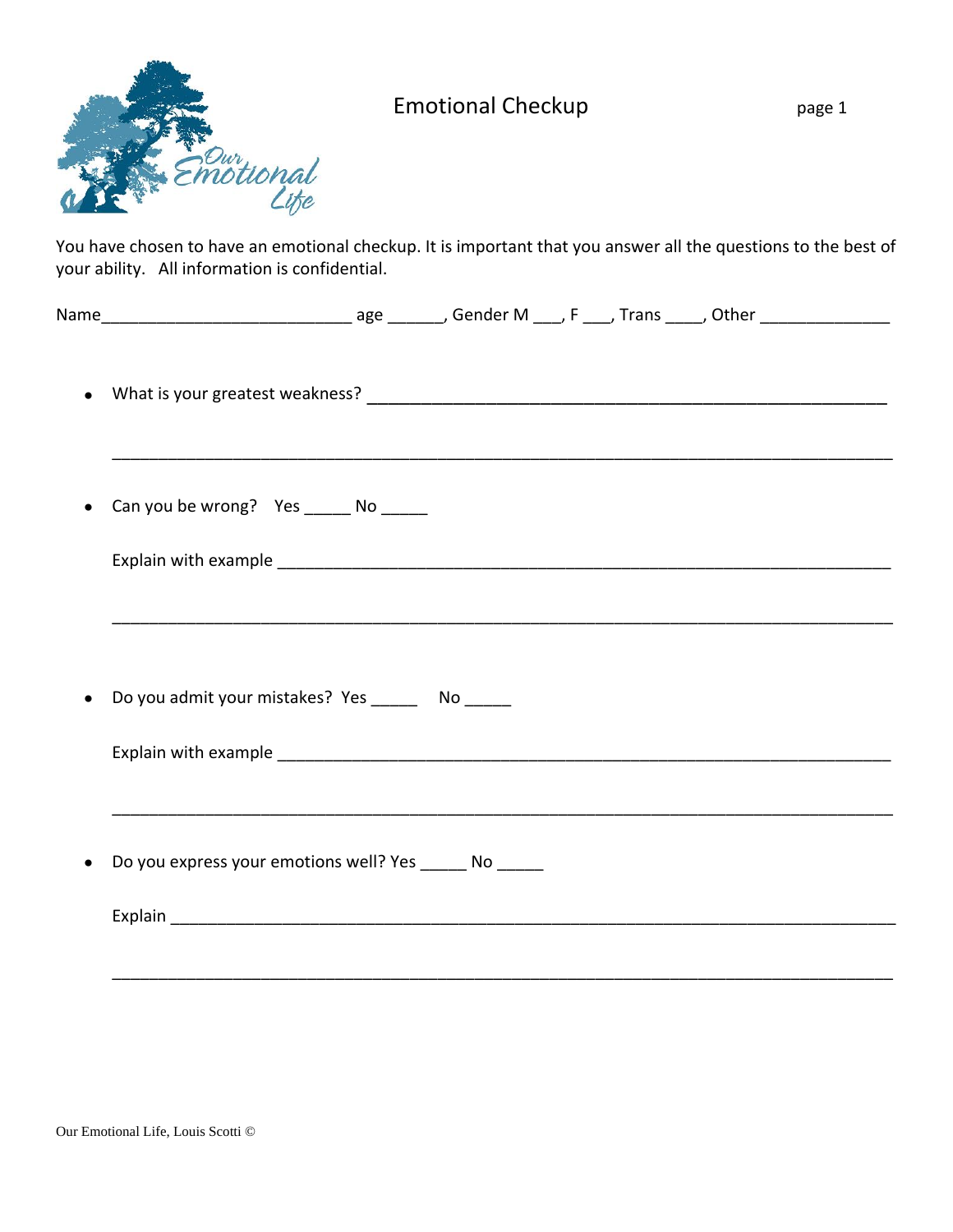# Emotional Checkup

You have chosen to have an emotional checkup. It is important that you answer all the questions to the best of your ability. All information is confidential.

Name___________________________ age ______, Gender M ___, F ___, Trans ____, Other ______________

- What is your greatest weakness? ________________________________________________________

  ___________________________________________________________________________________

- Can you be wrong? Yes _____ No _____

  Explain with example ___________________________________________________________________

  ___________________________________________________________________________________

- Do you admit your mistakes? Yes _____ No _____

  Explain with example ___________________________________________________________________

  ___________________________________________________________________________________

- Do you express your emotions well? Yes _____ No _____

  Explain _______________________________________________________________________________

  ___________________________________________________________________________________

Our Emotional Life, Louis Scotti ©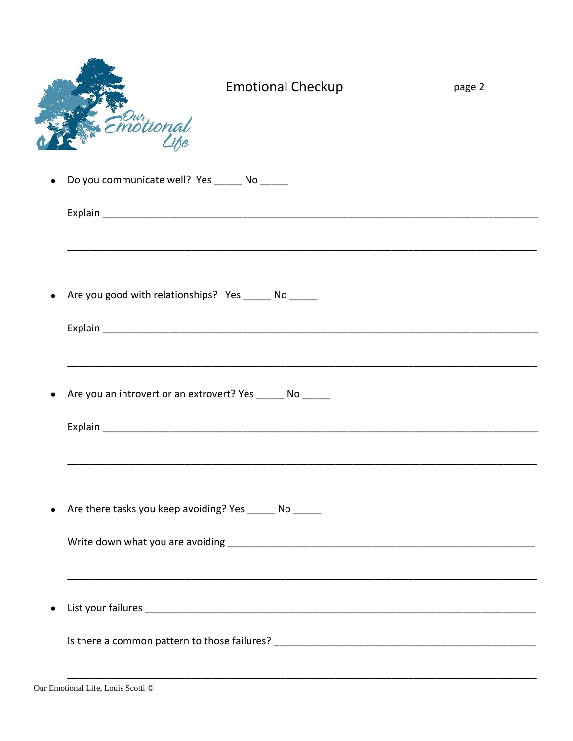Emotional Checkup

- Do you communicate well? Yes _____ No _____

  Explain ________________________________________________________________________________

  ________________________________________________________________________________________

- Are you good with relationships? Yes _____ No _____

  Explain ________________________________________________________________________________

  ________________________________________________________________________________________

- Are you an introvert or an extrovert? Yes _____ No _____

  Explain ________________________________________________________________________________

  ________________________________________________________________________________________

- Are there tasks you keep avoiding? Yes _____ No _____

  Write down what you are avoiding ________________________________________________________

  ________________________________________________________________________________________

- List your failures ________________________________________________________________________

  Is there a common pattern to those failures? _______________________________________________

  ________________________________________________________________________________________

Our Emotional Life, Louis Scotti ©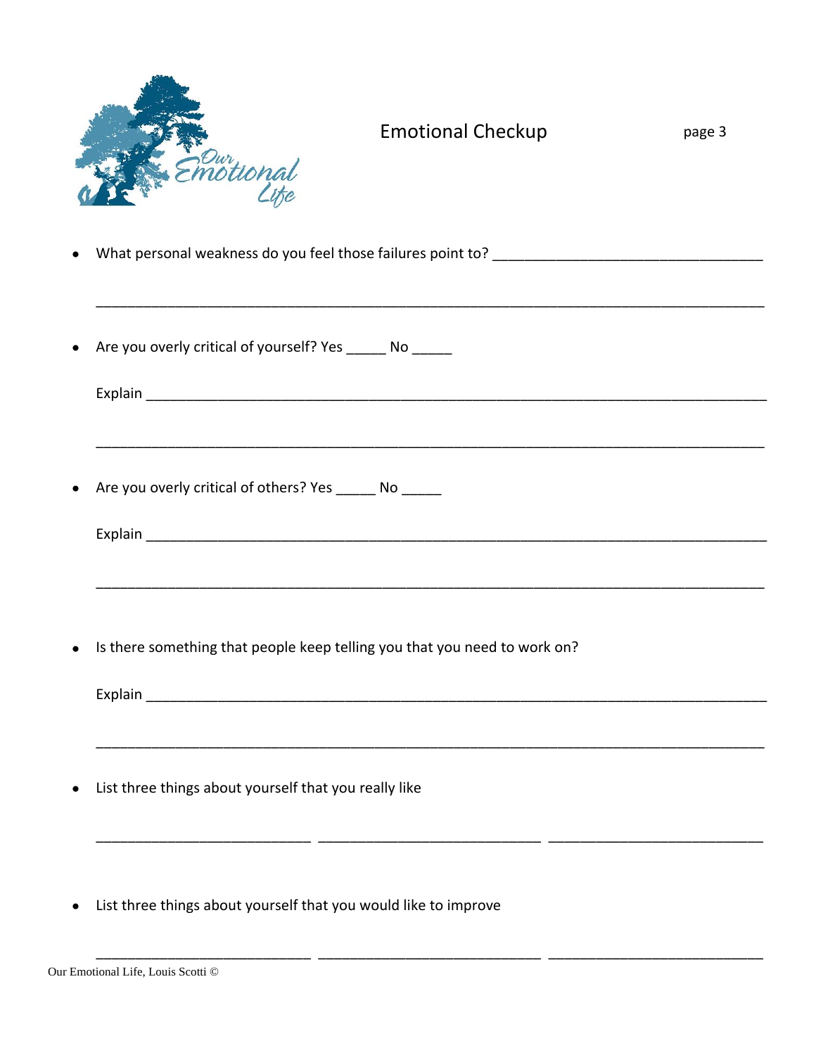Emotional Checkup

- What personal weakness do you feel those failures point to? ________________________________

  ________________________________________________________________________________

- Are you overly critical of yourself? Yes _____ No _____

  Explain ________________________________________________________________________

  ________________________________________________________________________________

- Are you overly critical of others? Yes _____ No _____

  Explain ________________________________________________________________________

  ________________________________________________________________________________

- Is there something that people keep telling you that you need to work on?

  Explain ________________________________________________________________________

  ________________________________________________________________________________

- List three things about yourself that you really like

  ___________________________ ____________________________ ___________________________

- List three things about yourself that you would like to improve

  ___________________________ ____________________________ ___________________________

Our Emotional Life, Louis Scotti ©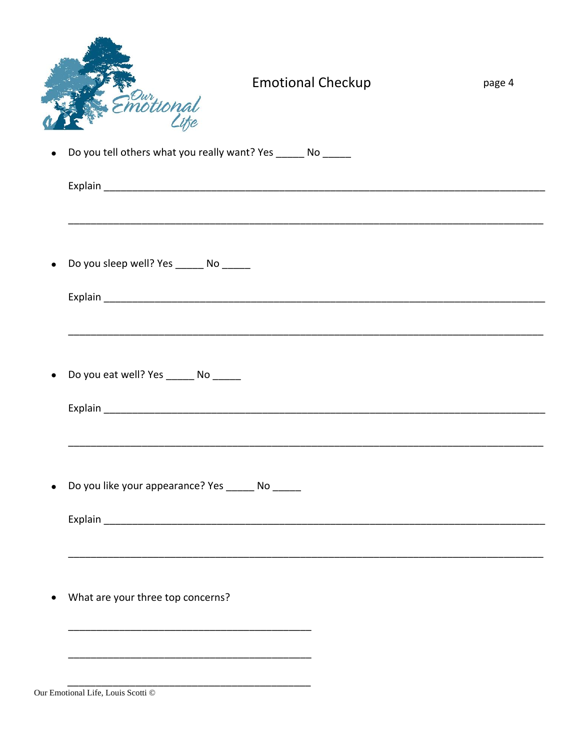Emotional Checkup

- Do you tell others what you really want? Yes _____ No _____

  Explain ______________________________________________________________________________

  ______________________________________________________________________________

- Do you sleep well? Yes _____ No _____

  Explain ______________________________________________________________________________

  ______________________________________________________________________________

- Do you eat well? Yes _____ No _____

  Explain ______________________________________________________________________________

  ______________________________________________________________________________

- Do you like your appearance? Yes _____ No _____

  Explain ______________________________________________________________________________

  ______________________________________________________________________________

- What are your three top concerns?

  ____________________________________________

  ____________________________________________

  ____________________________________________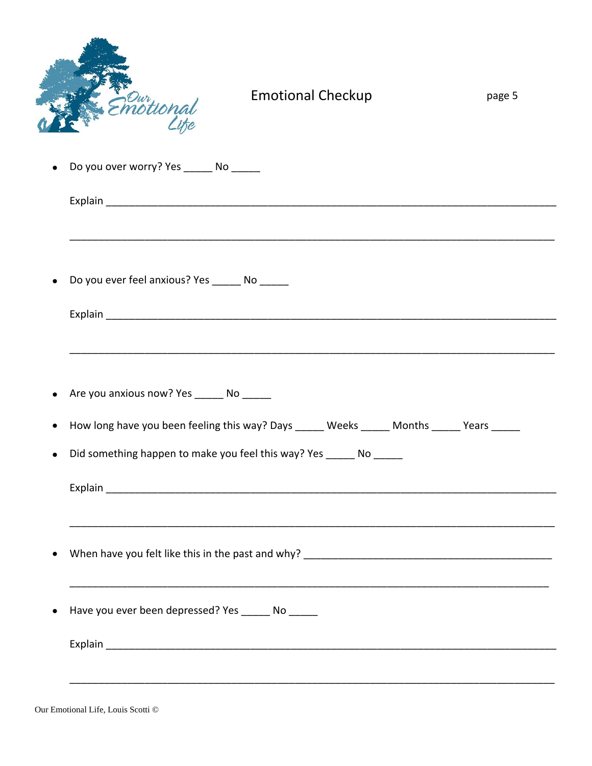# Emotional Checkup

- Do you over worry? Yes _____ No _____

  Explain ___________________________________________________________________________

  ___________________________________________________________________________

- Do you ever feel anxious? Yes _____ No _____

  Explain ___________________________________________________________________________

  ___________________________________________________________________________

- Are you anxious now? Yes _____ No _____
- How long have you been feeling this way? Days _____ Weeks _____ Months _____ Years _____
- Did something happen to make you feel this way? Yes _____ No _____

  Explain ___________________________________________________________________________

  ___________________________________________________________________________

- When have you felt like this in the past and why? ___________________________________________

  ___________________________________________________________________________

- Have you ever been depressed? Yes _____ No _____

  Explain ___________________________________________________________________________

  ___________________________________________________________________________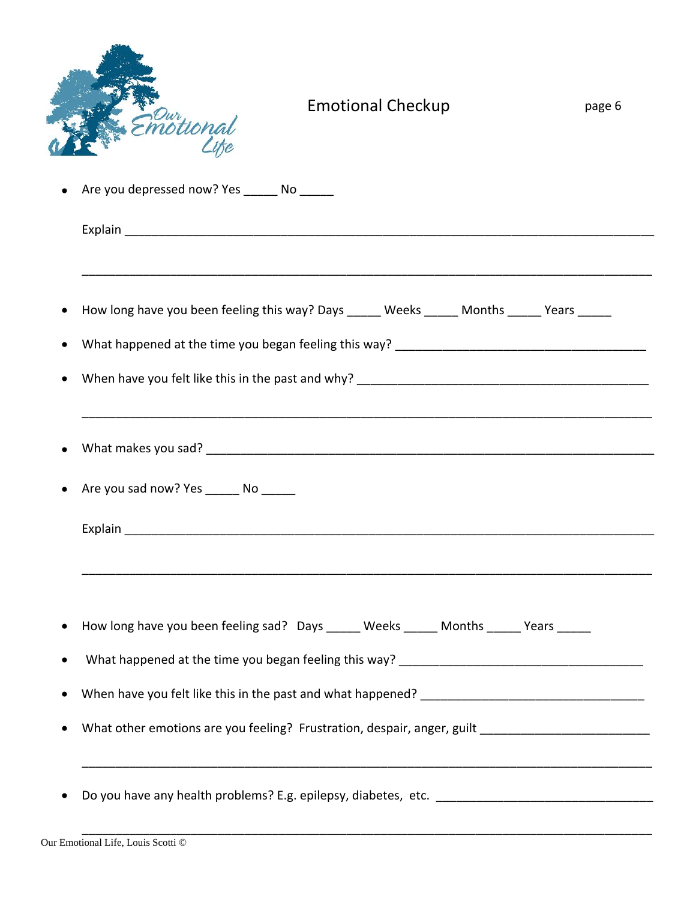- Are you depressed now? Yes _____ No _____

  Explain ______________________________________________________________________________

  ______________________________________________________________________________________

- How long have you been feeling this way? Days _____ Weeks _____ Months _____ Years _____
- What happened at the time you began feeling this way? _____________________________________
- When have you felt like this in the past and why? ___________________________________________

  ______________________________________________________________________________________

- What makes you sad? ______________________________________________________________
- Are you sad now? Yes _____ No _____

  Explain ______________________________________________________________________________

  ______________________________________________________________________________________

- How long have you been feeling sad? Days _____ Weeks _____ Months _____ Years _____
- What happened at the time you began feeling this way? ___________________________________
- When have you felt like this in the past and what happened? _______________________________
- What other emotions are you feeling? Frustration, despair, anger, guilt _______________________

  ______________________________________________________________________________________

- Do you have any health problems? E.g. epilepsy, diabetes, etc. ______________________________

  ______________________________________________________________________________________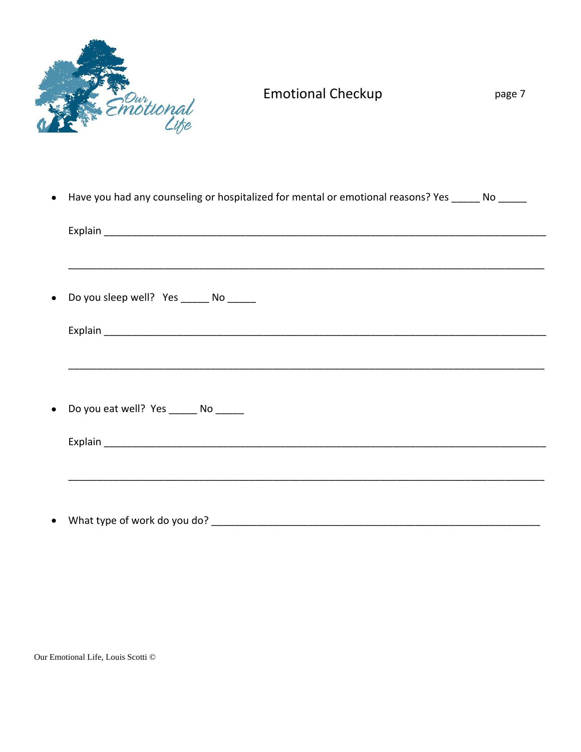# Emotional Checkup

- Have you had any counseling or hospitalized for mental or emotional reasons? Yes _____ No _____

  Explain ______________________________________________________________________________

  ______________________________________________________________________________________

- Do you sleep well? Yes _____ No _____

  Explain ______________________________________________________________________________

  ______________________________________________________________________________________

- Do you eat well? Yes _____ No _____

  Explain ______________________________________________________________________________

  ______________________________________________________________________________________

- What type of work do you do? ___________________________________________________________

Our Emotional Life, Louis Scotti ©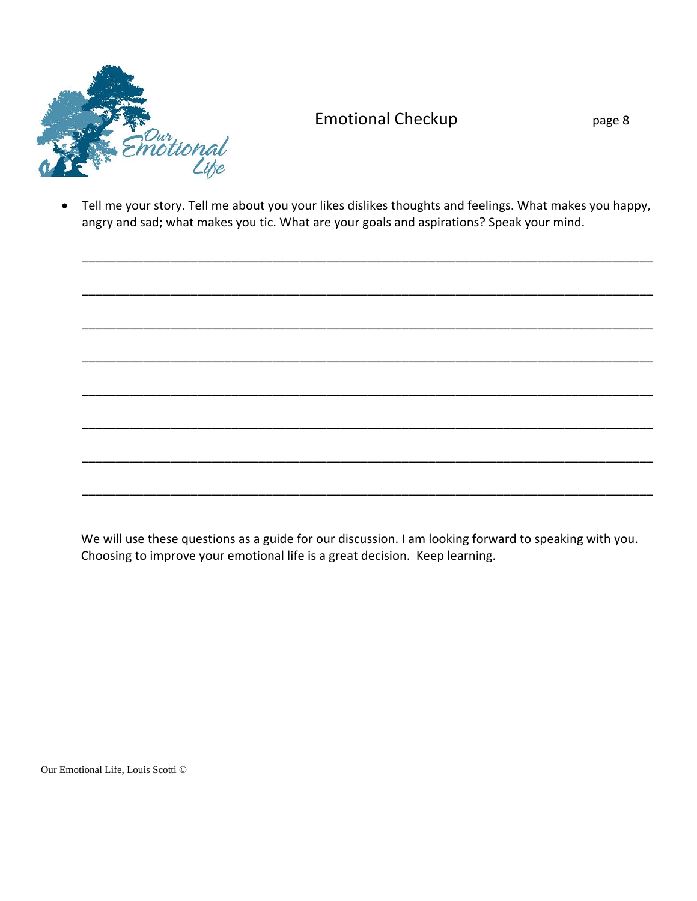Emotional Checkup

- Tell me your story. Tell me about you your likes dislikes thoughts and feelings. What makes you happy, angry and sad; what makes you tic. What are your goals and aspirations? Speak your mind.

________________________________________________________________________________

________________________________________________________________________________

________________________________________________________________________________

________________________________________________________________________________

________________________________________________________________________________

________________________________________________________________________________

________________________________________________________________________________

________________________________________________________________________________

We will use these questions as a guide for our discussion. I am looking forward to speaking with you. Choosing to improve your emotional life is a great decision. Keep learning.

Our Emotional Life, Louis Scotti ©